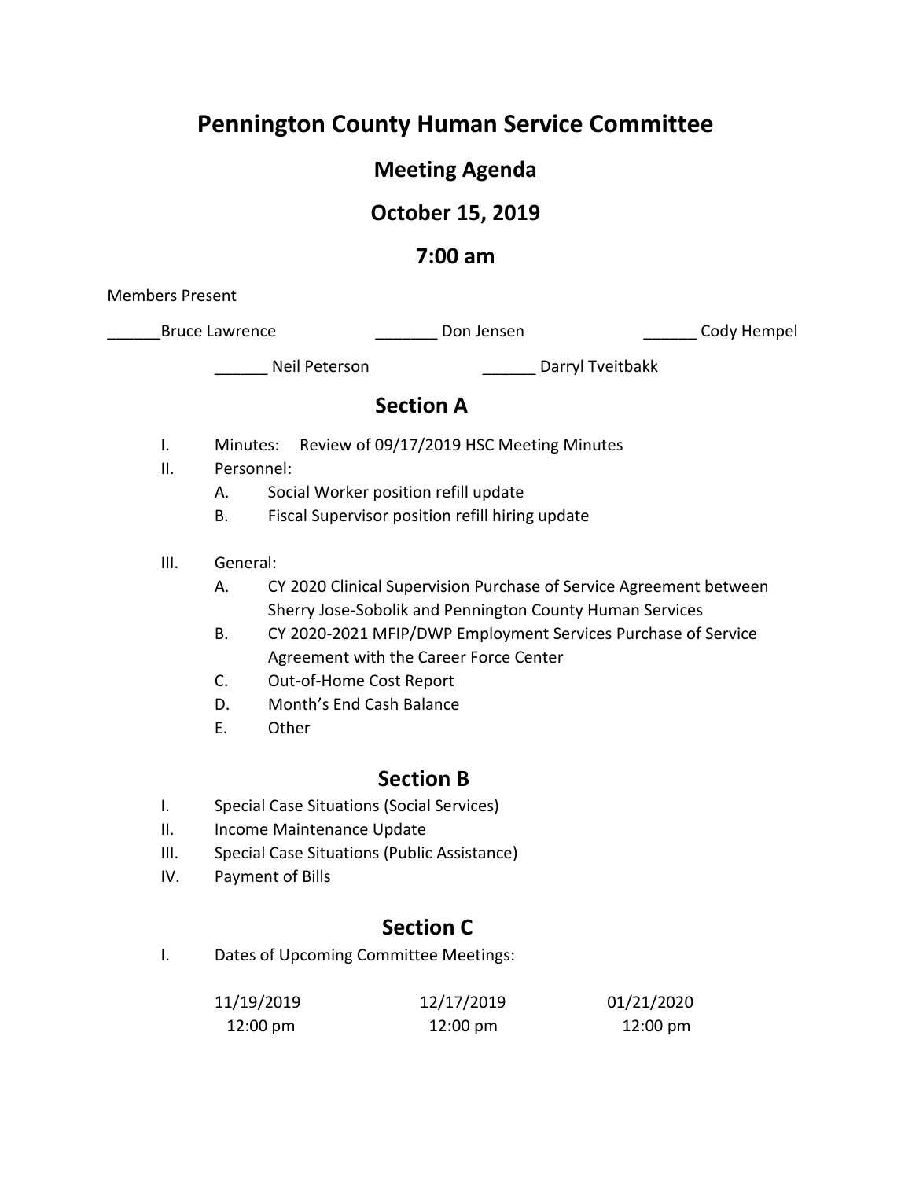# Pennington County Human Service Committee

## Meeting Agenda

## October 15, 2019

## 7:00 am

Members Present

______Bruce Lawrence _______ Don Jensen ______ Cody Hempel

______ Neil Peterson ______ Darryl Tveitbakk

## Section A

I. Minutes: Review of 09/17/2019 HSC Meeting Minutes

II. Personnel:
   - A. Social Worker position refill update
   - B. Fiscal Supervisor position refill hiring update

III. General:
   - A. CY 2020 Clinical Supervision Purchase of Service Agreement between Sherry Jose-Sobolik and Pennington County Human Services
   - B. CY 2020-2021 MFIP/DWP Employment Services Purchase of Service Agreement with the Career Force Center
   - C. Out-of-Home Cost Report
   - D. Month's End Cash Balance
   - E. Other

## Section B

I. Special Case Situations (Social Services)

II. Income Maintenance Update

III. Special Case Situations (Public Assistance)

IV. Payment of Bills

## Section C

I. Dates of Upcoming Committee Meetings:

| 11/19/2019 | 12/17/2019 | 01/21/2020 |
|---|---|---|
| 12:00 pm | 12:00 pm | 12:00 pm |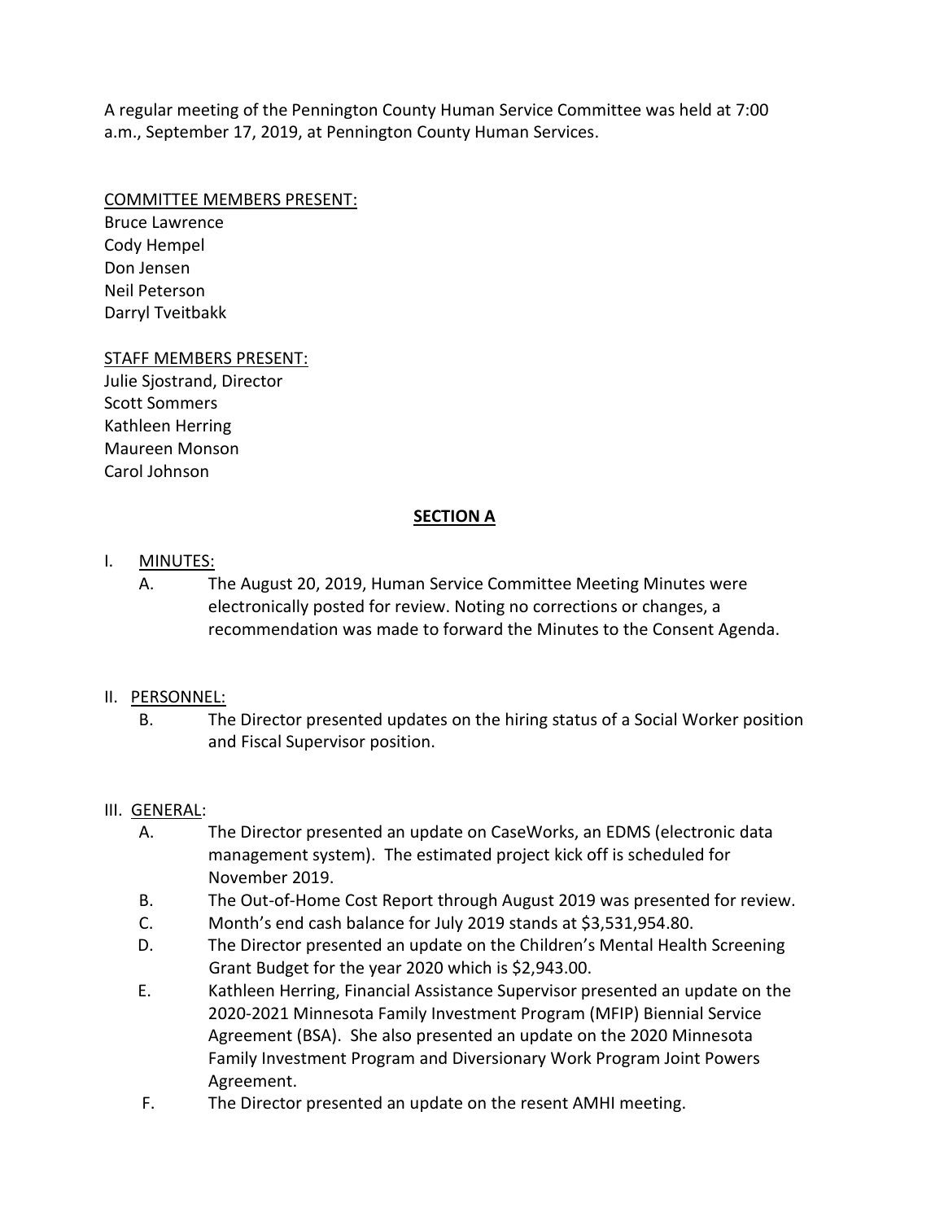A regular meeting of the Pennington County Human Service Committee was held at 7:00 a.m., September 17, 2019, at Pennington County Human Services.

COMMITTEE MEMBERS PRESENT:
Bruce Lawrence
Cody Hempel
Don Jensen
Neil Peterson
Darryl Tveitbakk

STAFF MEMBERS PRESENT:
Julie Sjostrand, Director
Scott Sommers
Kathleen Herring
Maureen Monson
Carol Johnson

**SECTION A**

I. MINUTES:

A. The August 20, 2019, Human Service Committee Meeting Minutes were electronically posted for review. Noting no corrections or changes, a recommendation was made to forward the Minutes to the Consent Agenda.

II. PERSONNEL:

B. The Director presented updates on the hiring status of a Social Worker position and Fiscal Supervisor position.

III. GENERAL:

A. The Director presented an update on CaseWorks, an EDMS (electronic data management system). The estimated project kick off is scheduled for November 2019.

B. The Out-of-Home Cost Report through August 2019 was presented for review.

C. Month's end cash balance for July 2019 stands at $3,531,954.80.

D. The Director presented an update on the Children's Mental Health Screening Grant Budget for the year 2020 which is $2,943.00.

E. Kathleen Herring, Financial Assistance Supervisor presented an update on the 2020-2021 Minnesota Family Investment Program (MFIP) Biennial Service Agreement (BSA). She also presented an update on the 2020 Minnesota Family Investment Program and Diversionary Work Program Joint Powers Agreement.

F. The Director presented an update on the resent AMHI meeting.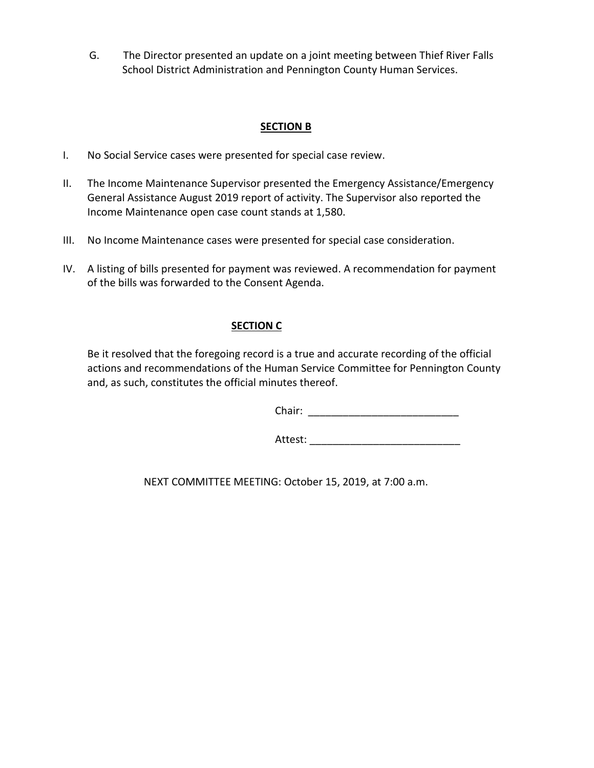G. The Director presented an update on a joint meeting between Thief River Falls School District Administration and Pennington County Human Services.

## SECTION B

I. No Social Service cases were presented for special case review.

II. The Income Maintenance Supervisor presented the Emergency Assistance/Emergency General Assistance August 2019 report of activity. The Supervisor also reported the Income Maintenance open case count stands at 1,580.

III. No Income Maintenance cases were presented for special case consideration.

IV. A listing of bills presented for payment was reviewed. A recommendation for payment of the bills was forwarded to the Consent Agenda.

## SECTION C

Be it resolved that the foregoing record is a true and accurate recording of the official actions and recommendations of the Human Service Committee for Pennington County and, as such, constitutes the official minutes thereof.

Chair: __________________________

Attest: __________________________

NEXT COMMITTEE MEETING: October 15, 2019, at 7:00 a.m.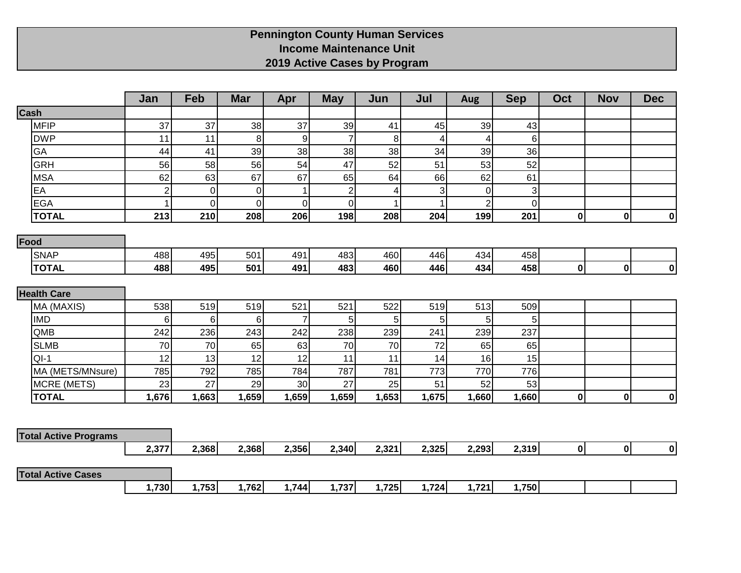# Pennington County Human Services
## Income Maintenance Unit
## 2019 Active Cases by Program

| | Jan | Feb | Mar | Apr | May | Jun | Jul | Aug | Sep | Oct | Nov | Dec |
|---|---|---|---|---|---|---|---|---|---|---|---|---|
| **Cash** | | | | | | | | | | | | |
| MFIP | 37 | 37 | 38 | 37 | 39 | 41 | 45 | 39 | 43 | | | |
| DWP | 11 | 11 | 8 | 9 | 7 | 8 | 4 | 4 | 6 | | | |
| GA | 44 | 41 | 39 | 38 | 38 | 38 | 34 | 39 | 36 | | | |
| GRH | 56 | 58 | 56 | 54 | 47 | 52 | 51 | 53 | 52 | | | |
| MSA | 62 | 63 | 67 | 67 | 65 | 64 | 66 | 62 | 61 | | | |
| EA | 2 | 0 | 0 | 1 | 2 | 4 | 3 | 0 | 3 | | | |
| EGA | 1 | 0 | 0 | 0 | 0 | 1 | 1 | 2 | 0 | | | |
| **TOTAL** | **213** | **210** | **208** | **206** | **198** | **208** | **204** | **199** | **201** | **0** | **0** | **0** |
| **Food** | | | | | | | | | | | | |
| SNAP | 488 | 495 | 501 | 491 | 483 | 460 | 446 | 434 | 458 | | | |
| **TOTAL** | **488** | **495** | **501** | **491** | **483** | **460** | **446** | **434** | **458** | **0** | **0** | **0** |
| **Health Care** | | | | | | | | | | | | |
| MA (MAXIS) | 538 | 519 | 519 | 521 | 521 | 522 | 519 | 513 | 509 | | | |
| IMD | 6 | 6 | 6 | 7 | 5 | 5 | 5 | 5 | 5 | | | |
| QMB | 242 | 236 | 243 | 242 | 238 | 239 | 241 | 239 | 237 | | | |
| SLMB | 70 | 70 | 65 | 63 | 70 | 70 | 72 | 65 | 65 | | | |
| QI-1 | 12 | 13 | 12 | 12 | 11 | 11 | 14 | 16 | 15 | | | |
| MA (METS/MNsure) | 785 | 792 | 785 | 784 | 787 | 781 | 773 | 770 | 776 | | | |
| MCRE (METS) | 23 | 27 | 29 | 30 | 27 | 25 | 51 | 52 | 53 | | | |
| **TOTAL** | **1,676** | **1,663** | **1,659** | **1,659** | **1,659** | **1,653** | **1,675** | **1,660** | **1,660** | **0** | **0** | **0** |
| **Total Active Programs** | **2,377** | **2,368** | **2,368** | **2,356** | **2,340** | **2,321** | **2,325** | **2,293** | **2,319** | **0** | **0** | **0** |
| **Total Active Cases** | **1,730** | **1,753** | **1,762** | **1,744** | **1,737** | **1,725** | **1,724** | **1,721** | **1,750** | | | |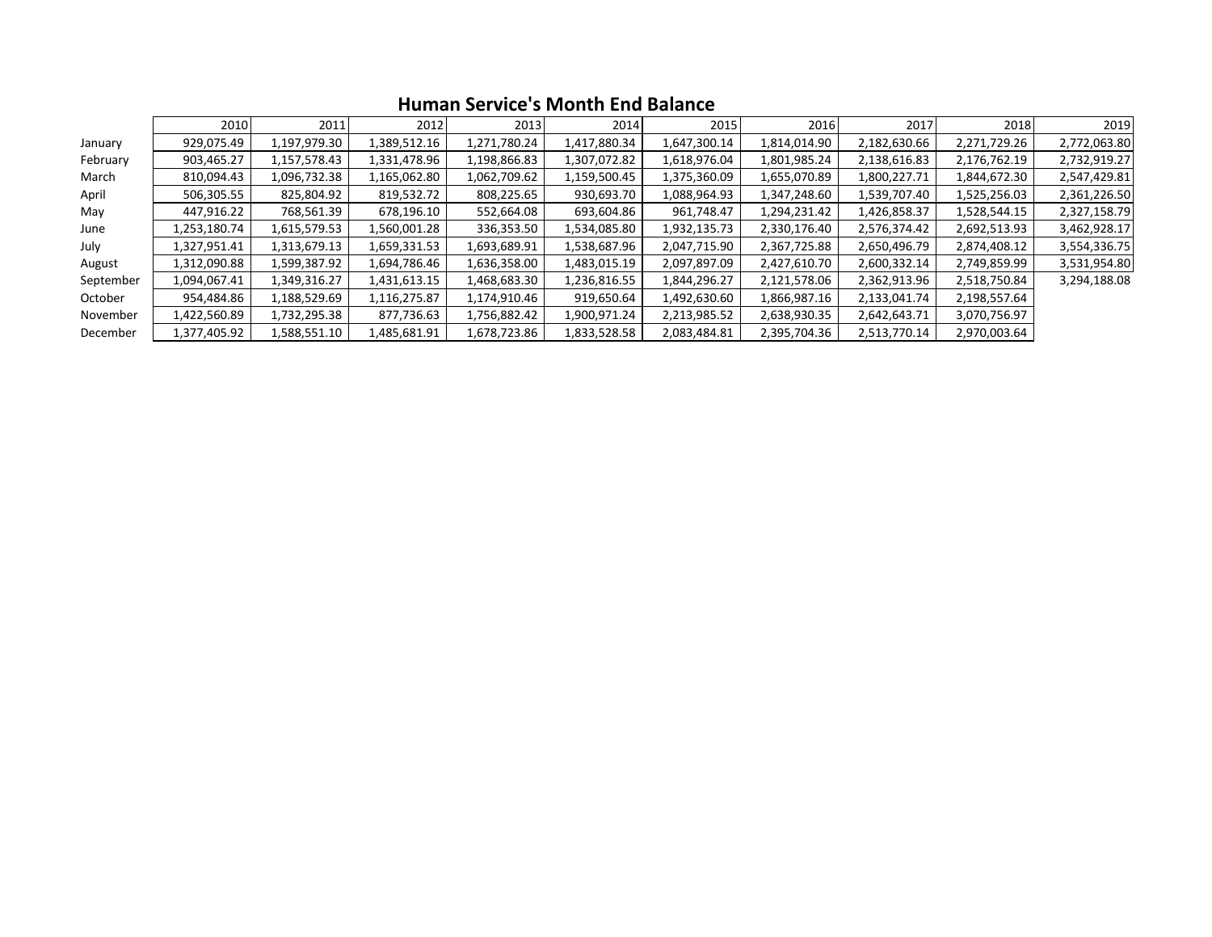## Human Service's Month End Balance

| | 2010 | 2011 | 2012 | 2013 | 2014 | 2015 | 2016 | 2017 | 2018 | 2019 |
|---|---|---|---|---|---|---|---|---|---|---|
| January | 929,075.49 | 1,197,979.30 | 1,389,512.16 | 1,271,780.24 | 1,417,880.34 | 1,647,300.14 | 1,814,014.90 | 2,182,630.66 | 2,271,729.26 | 2,772,063.80 |
| February | 903,465.27 | 1,157,578.43 | 1,331,478.96 | 1,198,866.83 | 1,307,072.82 | 1,618,976.04 | 1,801,985.24 | 2,138,616.83 | 2,176,762.19 | 2,732,919.27 |
| March | 810,094.43 | 1,096,732.38 | 1,165,062.80 | 1,062,709.62 | 1,159,500.45 | 1,375,360.09 | 1,655,070.89 | 1,800,227.71 | 1,844,672.30 | 2,547,429.81 |
| April | 506,305.55 | 825,804.92 | 819,532.72 | 808,225.65 | 930,693.70 | 1,088,964.93 | 1,347,248.60 | 1,539,707.40 | 1,525,256.03 | 2,361,226.50 |
| May | 447,916.22 | 768,561.39 | 678,196.10 | 552,664.08 | 693,604.86 | 961,748.47 | 1,294,231.42 | 1,426,858.37 | 1,528,544.15 | 2,327,158.79 |
| June | 1,253,180.74 | 1,615,579.53 | 1,560,001.28 | 336,353.50 | 1,534,085.80 | 1,932,135.73 | 2,330,176.40 | 2,576,374.42 | 2,692,513.93 | 3,462,928.17 |
| July | 1,327,951.41 | 1,313,679.13 | 1,659,331.53 | 1,693,689.91 | 1,538,687.96 | 2,047,715.90 | 2,367,725.88 | 2,650,496.79 | 2,874,408.12 | 3,554,336.75 |
| August | 1,312,090.88 | 1,599,387.92 | 1,694,786.46 | 1,636,358.00 | 1,483,015.19 | 2,097,897.09 | 2,427,610.70 | 2,600,332.14 | 2,749,859.99 | 3,531,954.80 |
| September | 1,094,067.41 | 1,349,316.27 | 1,431,613.15 | 1,468,683.30 | 1,236,816.55 | 1,844,296.27 | 2,121,578.06 | 2,362,913.96 | 2,518,750.84 | 3,294,188.08 |
| October | 954,484.86 | 1,188,529.69 | 1,116,275.87 | 1,174,910.46 | 919,650.64 | 1,492,630.60 | 1,866,987.16 | 2,133,041.74 | 2,198,557.64 | |
| November | 1,422,560.89 | 1,732,295.38 | 877,736.63 | 1,756,882.42 | 1,900,971.24 | 2,213,985.52 | 2,638,930.35 | 2,642,643.71 | 3,070,756.97 | |
| December | 1,377,405.92 | 1,588,551.10 | 1,485,681.91 | 1,678,723.86 | 1,833,528.58 | 2,083,484.81 | 2,395,704.36 | 2,513,770.14 | 2,970,003.64 | |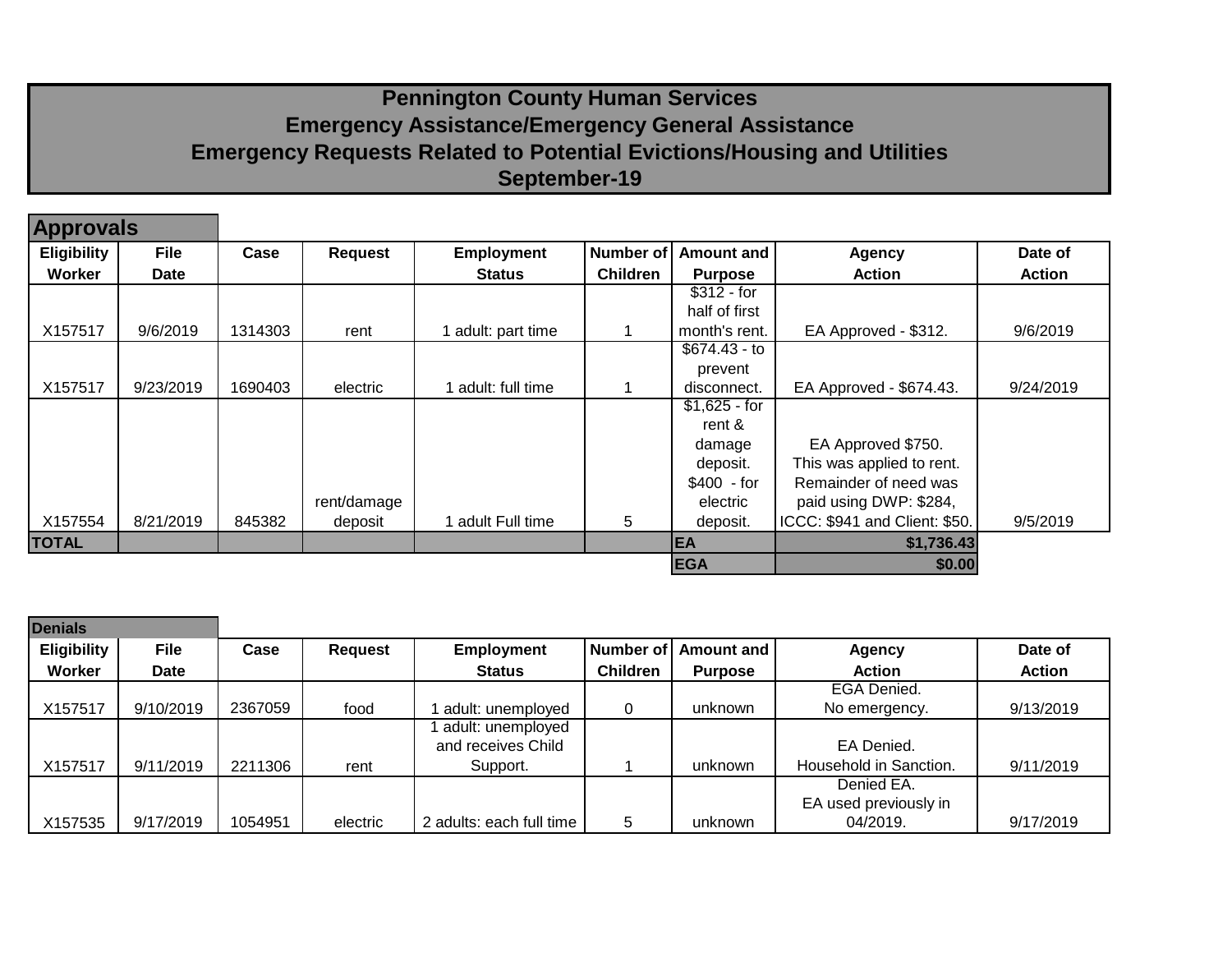# Pennington County Human Services
## Emergency Assistance/Emergency General Assistance
## Emergency Requests Related to Potential Evictions/Housing and Utilities
## September-19

### Approvals

| Eligibility Worker | File Date | Case | Request | Employment Status | Number of Children | Amount and Purpose | Agency Action | Date of Action |
|---|---|---|---|---|---|---|---|---|
| X157517 | 9/6/2019 | 1314303 | rent | 1 adult: part time | 1 | $312 - for half of first month's rent. | EA Approved - $312. | 9/6/2019 |
| X157517 | 9/23/2019 | 1690403 | electric | 1 adult: full time | 1 | $674.43 - to prevent disconnect. | EA Approved - $674.43. | 9/24/2019 |
| X157554 | 8/21/2019 | 845382 | rent/damage deposit | 1 adult Full time | 5 | $1,625 - for rent & damage deposit. $400 - for electric deposit. | EA Approved $750. This was applied to rent. Remainder of need was paid using DWP: $284, ICCC: $941 and Client: $50. | 9/5/2019 |
| **TOTAL** | | | | | | **EA** | **$1,736.43** | |
| | | | | | | **EGA** | **$0.00** | |

### Denials

| Eligibility Worker | File Date | Case | Request | Employment Status | Number of Children | Amount and Purpose | Agency Action | Date of Action |
|---|---|---|---|---|---|---|---|---|
| X157517 | 9/10/2019 | 2367059 | food | 1 adult: unemployed | 0 | unknown | EGA Denied. No emergency. | 9/13/2019 |
| X157517 | 9/11/2019 | 2211306 | rent | 1 adult: unemployed and receives Child Support. | 1 | unknown | EA Denied. Household in Sanction. | 9/11/2019 |
| X157535 | 9/17/2019 | 1054951 | electric | 2 adults: each full time | 5 | unknown | Denied EA. EA used previously in 04/2019. | 9/17/2019 |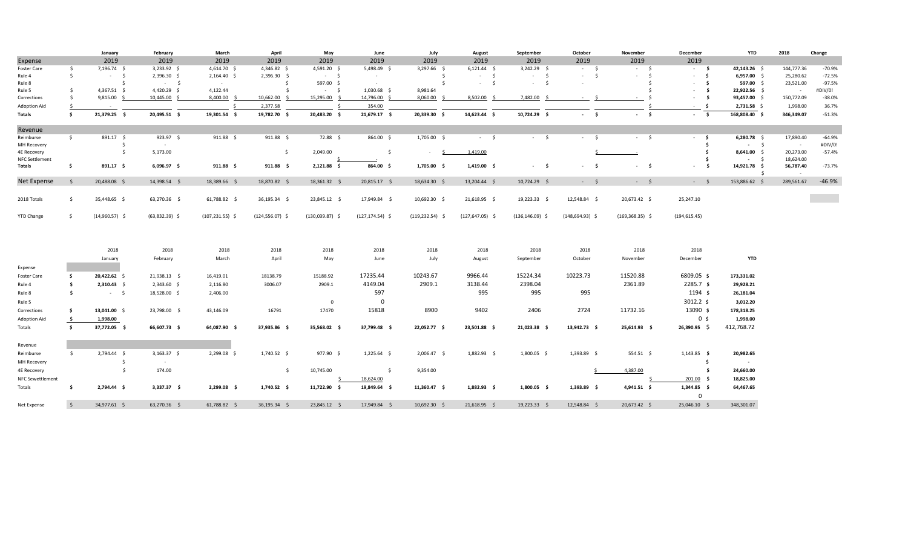| | January | February | March | April | May | June | July | August | September | October | November | December | YTD | 2018 | Change |
|---|---|---|---|---|---|---|---|---|---|---|---|---|---|---|---|
| Expense | 2019 | 2019 | 2019 | 2019 | 2019 | 2019 | 2019 | 2019 | 2019 | 2019 | 2019 | 2019 | | | |
| Foster Care | $ 7,196.74 | $ 3,233.92 | $ 4,614.70 | $ 4,346.82 | $ 4,591.20 | $ 5,498.49 | $ 3,297.66 | $ 6,121.44 | $ 3,242.29 | $ - | $ - | $ - | $ 42,143.26 | $ 144,777.36 | -70.9% |
| Rule 4 | $ - | $ 2,396.30 | $ 2,164.40 | $ 2,396.30 | $ - | $ - | | $ - | $ - | $ - | $ - | $ - | $ 6,957.00 | $ 25,280.62 | -72.5% |
| Rule 8 | | $ - | $ - | | $ 597.00 | $ - | | | | | | $ - | $ 597.00 | $ 23,521.00 | -97.5% |
| Rule 5 | $ 4,367.51 | $ 4,420.29 | $ 4,122.44 | | $ - | $ 1,030.68 | $ 8,981.64 | | | | | $ - | $ 22,922.56 | $ - | #DIV/0! |
| Corrections | $ 9,815.00 | $ 10,445.00 | $ 8,400.00 | $ 10,662.00 | $ 15,295.00 | $ 14,796.00 | $ 8,060.00 | $ 8,502.00 | $ 7,482.00 | $ - | $ - | $ - | $ 93,457.00 | $ 150,772.09 | -38.0% |
| Adoption Aid | $ - | | | $ 2,377.58 | | $ 354.00 | | | | | | $ - | $ 2,731.58 | $ 1,998.00 | 36.7% |
| Totals | $ 21,379.25 | $ 20,495.51 | $ 19,301.54 | $ 19,782.70 | $ 20,483.20 | $ 21,679.17 | $ 20,339.30 | $ 14,623.44 | $ 10,724.29 | $ - | $ - | $ - | $ 168,808.40 | $ 346,349.07 | -51.3% |
| Revenue | | | | | | | | | | | | | | | |
| Reimburse | $ 891.17 | $ 923.97 | $ 911.88 | $ 911.88 | $ 72.88 | $ 864.00 | $ 1,705.00 | $ - | $ - | $ - | $ - | $ - | $ 6,280.78 | $ 17,890.40 | -64.9% |
| MH Recovery | | $ - | | | | | | | | | | | $ - | $ - | #DIV/0! |
| 4E Recovery | | $ 5,173.00 | | | $ 2,049.00 | | $ - | $ 1,419.00 | | | $ - | | $ 8,641.00 | $ 20,273.00 | -57.4% |
| NFC Settlement | | | | | | $ - | | | | | | | $ - | $ 18,624.00 | |
| Totals | $ 891.17 | $ 6,096.97 | $ 911.88 | $ 911.88 | $ 2,121.88 | $ 864.00 | $ 1,705.00 | $ 1,419.00 | $ - | $ - | $ - | $ - | $ 14,921.78 | $ 56,787.40 | -73.7% |
| Net Expense | $ 20,488.08 | $ 14,398.54 | $ 18,389.66 | $ 18,870.82 | $ 18,361.32 | $ 20,815.17 | $ 18,634.30 | $ 13,204.44 | $ 10,724.29 | $ - | $ - | $ - | $ 153,886.62 | $ 289,561.67 | -46.9% |
| 2018 Totals | $ 35,448.65 | $ 63,270.36 | $ 61,788.82 | $ 36,195.34 | $ 23,845.12 | $ 17,949.84 | $ 10,692.30 | $ 21,618.95 | $ 19,223.33 | $ 12,548.84 | $ 20,673.42 | $ 25,247.10 | | | |
| YTD Change | $ (14,960.57) | $ (63,832.39) | $ (107,231.55) | $ (124,556.07) | $ (130,039.87) | $ (127,174.54) | $ (119,232.54) | $ (127,647.05) | $ (136,146.09) | $ (148,694.93) | $ (169,368.35) | $ (194,615.45) | | | |

| | 2018 January | 2018 February | 2018 March | 2018 April | 2018 May | 2018 June | 2018 July | 2018 August | 2018 September | 2018 October | 2018 November | 2018 December | YTD |
|---|---|---|---|---|---|---|---|---|---|---|---|---|---|
| Expense | | | | | | | | | | | | | |
| Foster Care | $ 20,422.62 | $ 21,938.13 | $ 16,419.01 | 18138.79 | 15188.92 | 17235.44 | 10243.67 | 9966.44 | 15224.34 | 10223.73 | 11520.88 | 6809.05 | $ 173,331.02 |
| Rule 4 | $ 2,310.43 | $ 2,343.60 | $ 2,116.80 | 3006.07 | 2909.1 | 4149.04 | 2909.1 | 3138.44 | 2398.04 | | 2361.89 | 2285.7 | $ 29,928.21 |
| Rule 8 | $ - | $ 18,528.00 | $ 2,406.00 | | | 597 | | 995 | 995 | 995 | | 1194 | $ 26,181.04 |
| Rule 5 | | | | | 0 | 0 | | | | | | 3012.2 | $ 3,012.20 |
| Corrections | $ 13,041.00 | $ 23,798.00 | $ 43,146.09 | 16791 | 17470 | 15818 | 8900 | 9402 | 2406 | 2724 | 11732.16 | 13090 | $ 178,318.25 |
| Adoption Aid | $ 1,998.00 | | | | | | | | | | | 0 | $ 1,998.00 |
| Totals | $ 37,772.05 | $ 66,607.73 | $ 64,087.90 | $ 37,935.86 | $ 35,568.02 | $ 37,799.48 | $ 22,052.77 | $ 23,501.88 | $ 21,023.38 | $ 13,942.73 | $ 25,614.93 | $ 26,390.95 | $ 412,768.72 |
| Revenue | | | | | | | | | | | | | |
| Reimburse | $ 2,794.44 | $ 3,163.37 | $ 2,299.08 | $ 1,740.52 | $ 977.90 | $ 1,225.64 | $ 2,006.47 | $ 1,882.93 | $ 1,800.05 | $ 1,393.89 | $ 554.51 | $ 1,143.85 | $ 20,982.65 |
| MH Recovery | | $ - | | | | | | | | | | | $ - |
| 4E Recovery | | $ 174.00 | | | $ 10,745.00 | | $ 9,354.00 | | | | $ 4,387.00 | | $ 24,660.00 |
| NFC Sewettlement | | | | | | $ 18,624.00 | | | | | | $ 201.00 | $ 18,825.00 |
| Totals | $ 2,794.44 | $ 3,337.37 | $ 2,299.08 | $ 1,740.52 | $ 11,722.90 | $ 19,849.64 | $ 11,360.47 | $ 1,882.93 | $ 1,800.05 | $ 1,393.89 | $ 4,941.51 | $ 1,344.85 | $ 64,467.65 |
| | | | | | | | | | | | | 0 | |
| Net Expense | $ 34,977.61 | $ 63,270.36 | $ 61,788.82 | $ 36,195.34 | $ 23,845.12 | $ 17,949.84 | $ 10,692.30 | $ 21,618.95 | $ 19,223.33 | $ 12,548.84 | $ 20,673.42 | $ 25,046.10 | $ 348,301.07 |